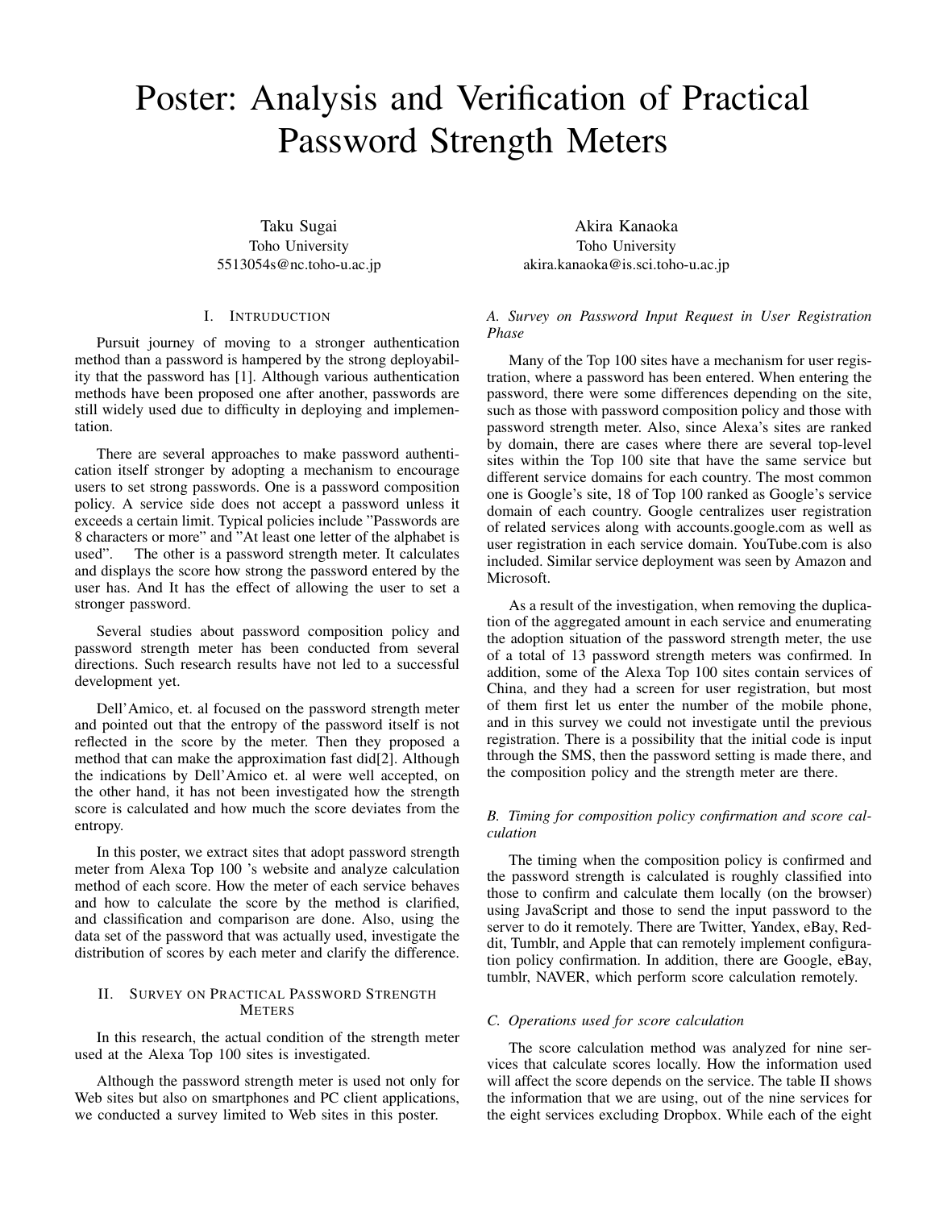# Poster: Analysis and Verification of Practical Password Strength Meters

Taku Sugai
Toho University
5513054s@nc.toho-u.ac.jp

Akira Kanaoka
Toho University
akira.kanaoka@is.sci.toho-u.ac.jp

## I. Intruduction

Pursuit journey of moving to a stronger authentication method than a password is hampered by the strong deployability that the password has [1]. Although various authentication methods have been proposed one after another, passwords are still widely used due to difficulty in deploying and implementation.

There are several approaches to make password authentication itself stronger by adopting a mechanism to encourage users to set strong passwords. One is a password composition policy. A service side does not accept a password unless it exceeds a certain limit. Typical policies include "Passwords are 8 characters or more" and "At least one letter of the alphabet is used". The other is a password strength meter. It calculates and displays the score how strong the password entered by the user has. And It has the effect of allowing the user to set a stronger password.

Several studies about password composition policy and password strength meter has been conducted from several directions. Such research results have not led to a successful development yet.

Dell'Amico, et. al focused on the password strength meter and pointed out that the entropy of the password itself is not reflected in the score by the meter. Then they proposed a method that can make the approximation fast did[2]. Although the indications by Dell'Amico et. al were well accepted, on the other hand, it has not been investigated how the strength score is calculated and how much the score deviates from the entropy.

In this poster, we extract sites that adopt password strength meter from Alexa Top 100 's website and analyze calculation method of each score. How the meter of each service behaves and how to calculate the score by the method is clarified, and classification and comparison are done. Also, using the data set of the password that was actually used, investigate the distribution of scores by each meter and clarify the difference.

## II. Survey on Practical Password Strength Meters

In this research, the actual condition of the strength meter used at the Alexa Top 100 sites is investigated.

Although the password strength meter is used not only for Web sites but also on smartphones and PC client applications, we conducted a survey limited to Web sites in this poster.

### *A. Survey on Password Input Request in User Registration Phase*

Many of the Top 100 sites have a mechanism for user registration, where a password has been entered. When entering the password, there were some differences depending on the site, such as those with password composition policy and those with password strength meter. Also, since Alexa's sites are ranked by domain, there are cases where there are several top-level sites within the Top 100 site that have the same service but different service domains for each country. The most common one is Google's site, 18 of Top 100 ranked as Google's service domain of each country. Google centralizes user registration of related services along with accounts.google.com as well as user registration in each service domain. YouTube.com is also included. Similar service deployment was seen by Amazon and Microsoft.

As a result of the investigation, when removing the duplication of the aggregated amount in each service and enumerating the adoption situation of the password strength meter, the use of a total of 13 password strength meters was confirmed. In addition, some of the Alexa Top 100 sites contain services of China, and they had a screen for user registration, but most of them first let us enter the number of the mobile phone, and in this survey we could not investigate until the previous registration. There is a possibility that the initial code is input through the SMS, then the password setting is made there, and the composition policy and the strength meter are there.

### *B. Timing for composition policy confirmation and score calculation*

The timing when the composition policy is confirmed and the password strength is calculated is roughly classified into those to confirm and calculate them locally (on the browser) using JavaScript and those to send the input password to the server to do it remotely. There are Twitter, Yandex, eBay, Reddit, Tumblr, and Apple that can remotely implement configuration policy confirmation. In addition, there are Google, eBay, tumblr, NAVER, which perform score calculation remotely.

### *C. Operations used for score calculation*

The score calculation method was analyzed for nine services that calculate scores locally. How the information used will affect the score depends on the service. The table II shows the information that we are using, out of the nine services for the eight services excluding Dropbox. While each of the eight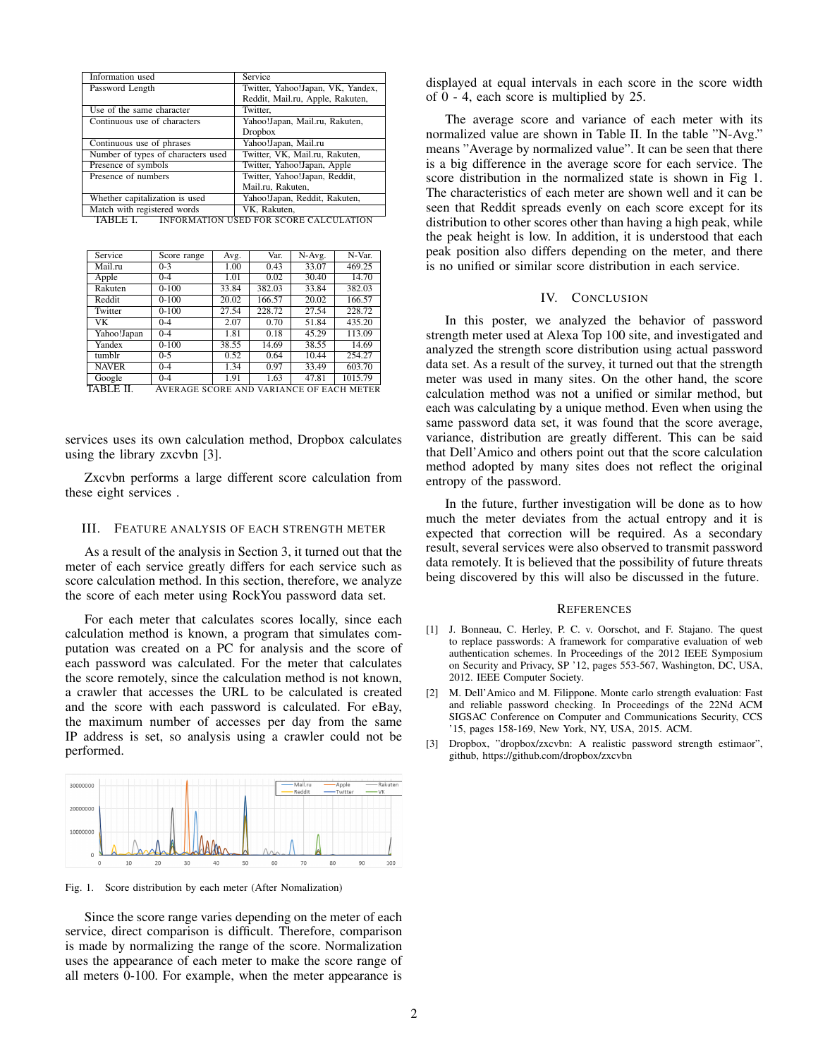| Information used | Service |
|---|---|
| Password Length | Twitter, Yahoo!Japan, VK, Yandex, Reddit, Mail.ru, Apple, Rakuten, |
| Use of the same character | Twitter, |
| Continuous use of characters | Yahoo!Japan, Mail.ru, Rakuten, Dropbox |
| Continuous use of phrases | Yahoo!Japan, Mail.ru |
| Number of types of characters used | Twitter, VK, Mail.ru, Rakuten, |
| Presence of symbols | Twitter, Yahoo!Japan, Apple |
| Presence of numbers | Twitter, Yahoo!Japan, Reddit, Mail.ru, Rakuten, |
| Whether capitalization is used | Yahoo!Japan, Reddit, Rakuten, |
| Match with registered words | VK, Rakuten, |

TABLE I. INFORMATION USED FOR SCORE CALCULATION

| Service | Score range | Avg. | Var. | N-Avg. | N-Var. |
|---|---|---|---|---|---|
| Mail.ru | 0-3 | 1.00 | 0.43 | 33.07 | 469.25 |
| Apple | 0-4 | 1.01 | 0.02 | 30.40 | 14.70 |
| Rakuten | 0-100 | 33.84 | 382.03 | 33.84 | 382.03 |
| Reddit | 0-100 | 20.02 | 166.57 | 20.02 | 166.57 |
| Twitter | 0-100 | 27.54 | 228.72 | 27.54 | 228.72 |
| VK | 0-4 | 2.07 | 0.70 | 51.84 | 435.20 |
| Yahoo!Japan | 0-4 | 1.81 | 0.18 | 45.29 | 113.09 |
| Yandex | 0-100 | 38.55 | 14.69 | 38.55 | 14.69 |
| tumblr | 0-5 | 0.52 | 0.64 | 10.44 | 254.27 |
| NAVER | 0-4 | 1.34 | 0.97 | 33.49 | 603.70 |
| Google | 0-4 | 1.91 | 1.63 | 47.81 | 1015.79 |

TABLE II. AVERAGE SCORE AND VARIANCE OF EACH METER

services uses its own calculation method, Dropbox calculates using the library zxcvbn [3].

Zxcvbn performs a large different score calculation from these eight services .

## III. FEATURE ANALYSIS OF EACH STRENGTH METER

As a result of the analysis in Section 3, it turned out that the meter of each service greatly differs for each service such as score calculation method. In this section, therefore, we analyze the score of each meter using RockYou password data set.

For each meter that calculates scores locally, since each calculation method is known, a program that simulates computation was created on a PC for analysis and the score of each password was calculated. For the meter that calculates the score remotely, since the calculation method is not known, a crawler that accesses the URL to be calculated is created and the score with each password is calculated. For eBay, the maximum number of accesses per day from the same IP address is set, so analysis using a crawler could not be performed.

30000000
20000000
10000000
0
0 10 20 30 40 50 60 70 80 90 100
Mail.ru
Apple
Rakuten
Reddit
Twitter
VK

Fig. 1. Score distribution by each meter (After Nomalization)

Since the score range varies depending on the meter of each service, direct comparison is difficult. Therefore, comparison is made by normalizing the range of the score. Normalization uses the appearance of each meter to make the score range of all meters 0-100. For example, when the meter appearance is displayed at equal intervals in each score in the score width of 0 - 4, each score is multiplied by 25.

The average score and variance of each meter with its normalized value are shown in Table II. In the table "N-Avg." means "Average by normalized value". It can be seen that there is a big difference in the average score for each service. The score distribution in the normalized state is shown in Fig 1. The characteristics of each meter are shown well and it can be seen that Reddit spreads evenly on each score except for its distribution to other scores other than having a high peak, while the peak height is low. In addition, it is understood that each peak position also differs depending on the meter, and there is no unified or similar score distribution in each service.

## IV. CONCLUSION

In this poster, we analyzed the behavior of password strength meter used at Alexa Top 100 site, and investigated and analyzed the strength score distribution using actual password data set. As a result of the survey, it turned out that the strength meter was used in many sites. On the other hand, the score calculation method was not a unified or similar method, but each was calculating by a unique method. Even when using the same password data set, it was found that the score average, variance, distribution are greatly different. This can be said that Dell'Amico and others point out that the score calculation method adopted by many sites does not reflect the original entropy of the password.

In the future, further investigation will be done as to how much the meter deviates from the actual entropy and it is expected that correction will be required. As a secondary result, several services were also observed to transmit password data remotely. It is believed that the possibility of future threats being discovered by this will also be discussed in the future.

## REFERENCES

[1] J. Bonneau, C. Herley, P. C. v. Oorschot, and F. Stajano. The quest to replace passwords: A framework for comparative evaluation of web authentication schemes. In Proceedings of the 2012 IEEE Symposium on Security and Privacy, SP '12, pages 553-567, Washington, DC, USA, 2012. IEEE Computer Society.

[2] M. Dell'Amico and M. Filippone. Monte carlo strength evaluation: Fast and reliable password checking. In Proceedings of the 22Nd ACM SIGSAC Conference on Computer and Communications Security, CCS '15, pages 158-169, New York, NY, USA, 2015. ACM.

[3] Dropbox, "dropbox/zxcvbn: A realistic password strength estimaor", github, https://github.com/dropbox/zxcvbn